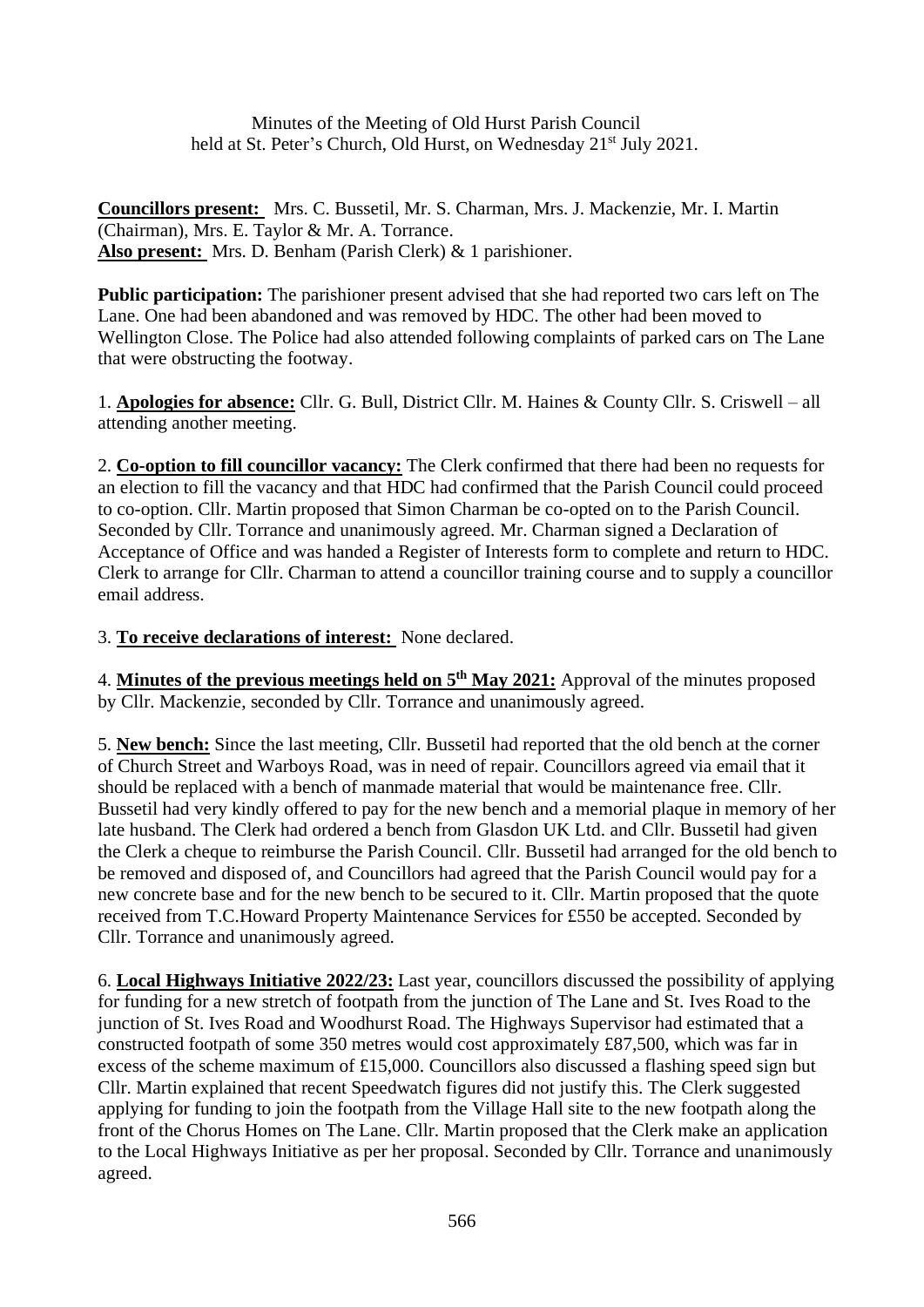Minutes of the Meeting of Old Hurst Parish Council
held at St. Peter's Church, Old Hurst, on Wednesday 21st July 2021.

**Councillors present:** Mrs. C. Bussetil, Mr. S. Charman, Mrs. J. Mackenzie, Mr. I. Martin (Chairman), Mrs. E. Taylor & Mr. A. Torrance.
**Also present:** Mrs. D. Benham (Parish Clerk) & 1 parishioner.

**Public participation:** The parishioner present advised that she had reported two cars left on The Lane. One had been abandoned and was removed by HDC. The other had been moved to Wellington Close. The Police had also attended following complaints of parked cars on The Lane that were obstructing the footway.

1. **Apologies for absence:** Cllr. G. Bull, District Cllr. M. Haines & County Cllr. S. Criswell – all attending another meeting.

2. **Co-option to fill councillor vacancy:** The Clerk confirmed that there had been no requests for an election to fill the vacancy and that HDC had confirmed that the Parish Council could proceed to co-option. Cllr. Martin proposed that Simon Charman be co-opted on to the Parish Council. Seconded by Cllr. Torrance and unanimously agreed. Mr. Charman signed a Declaration of Acceptance of Office and was handed a Register of Interests form to complete and return to HDC. Clerk to arrange for Cllr. Charman to attend a councillor training course and to supply a councillor email address.

3. **To receive declarations of interest:** None declared.

4. **Minutes of the previous meetings held on 5th May 2021:** Approval of the minutes proposed by Cllr. Mackenzie, seconded by Cllr. Torrance and unanimously agreed.

5. **New bench:** Since the last meeting, Cllr. Bussetil had reported that the old bench at the corner of Church Street and Warboys Road, was in need of repair. Councillors agreed via email that it should be replaced with a bench of manmade material that would be maintenance free. Cllr. Bussetil had very kindly offered to pay for the new bench and a memorial plaque in memory of her late husband. The Clerk had ordered a bench from Glasdon UK Ltd. and Cllr. Bussetil had given the Clerk a cheque to reimburse the Parish Council. Cllr. Bussetil had arranged for the old bench to be removed and disposed of, and Councillors had agreed that the Parish Council would pay for a new concrete base and for the new bench to be secured to it. Cllr. Martin proposed that the quote received from T.C.Howard Property Maintenance Services for £550 be accepted. Seconded by Cllr. Torrance and unanimously agreed.

6. **Local Highways Initiative 2022/23:** Last year, councillors discussed the possibility of applying for funding for a new stretch of footpath from the junction of The Lane and St. Ives Road to the junction of St. Ives Road and Woodhurst Road. The Highways Supervisor had estimated that a constructed footpath of some 350 metres would cost approximately £87,500, which was far in excess of the scheme maximum of £15,000. Councillors also discussed a flashing speed sign but Cllr. Martin explained that recent Speedwatch figures did not justify this. The Clerk suggested applying for funding to join the footpath from the Village Hall site to the new footpath along the front of the Chorus Homes on The Lane. Cllr. Martin proposed that the Clerk make an application to the Local Highways Initiative as per her proposal. Seconded by Cllr. Torrance and unanimously agreed.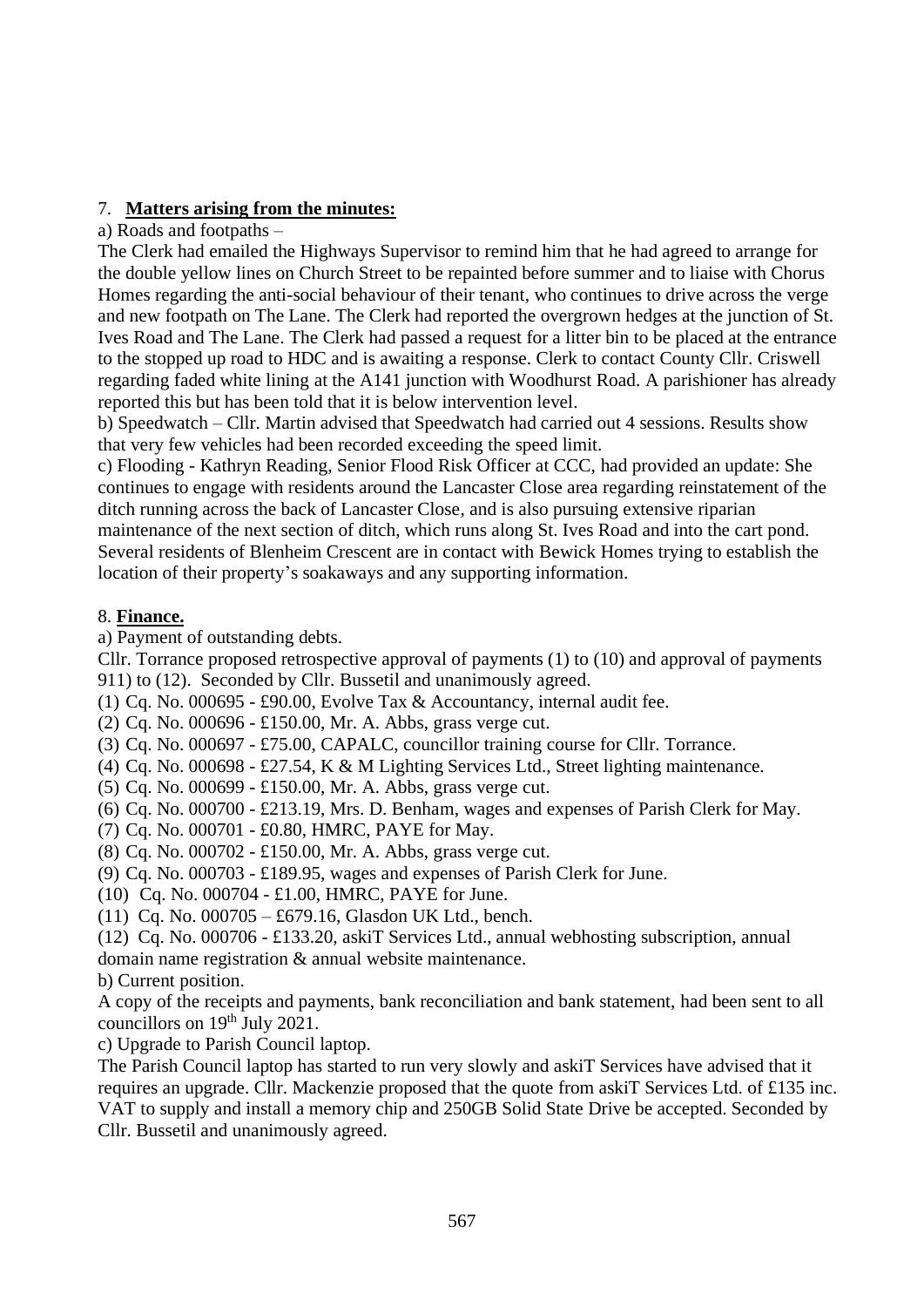7. **Matters arising from the minutes:**

a) Roads and footpaths –

The Clerk had emailed the Highways Supervisor to remind him that he had agreed to arrange for the double yellow lines on Church Street to be repainted before summer and to liaise with Chorus Homes regarding the anti-social behaviour of their tenant, who continues to drive across the verge and new footpath on The Lane. The Clerk had reported the overgrown hedges at the junction of St. Ives Road and The Lane. The Clerk had passed a request for a litter bin to be placed at the entrance to the stopped up road to HDC and is awaiting a response. Clerk to contact County Cllr. Criswell regarding faded white lining at the A141 junction with Woodhurst Road. A parishioner has already reported this but has been told that it is below intervention level.

b) Speedwatch – Cllr. Martin advised that Speedwatch had carried out 4 sessions. Results show that very few vehicles had been recorded exceeding the speed limit.

c) Flooding - Kathryn Reading, Senior Flood Risk Officer at CCC, had provided an update: She continues to engage with residents around the Lancaster Close area regarding reinstatement of the ditch running across the back of Lancaster Close, and is also pursuing extensive riparian maintenance of the next section of ditch, which runs along St. Ives Road and into the cart pond. Several residents of Blenheim Crescent are in contact with Bewick Homes trying to establish the location of their property's soakaways and any supporting information.

8. **Finance.**

a) Payment of outstanding debts.

Cllr. Torrance proposed retrospective approval of payments (1) to (10) and approval of payments 911) to (12). Seconded by Cllr. Bussetil and unanimously agreed.

(1) Cq. No. 000695 - £90.00, Evolve Tax & Accountancy, internal audit fee.
(2) Cq. No. 000696 - £150.00, Mr. A. Abbs, grass verge cut.
(3) Cq. No. 000697 - £75.00, CAPALC, councillor training course for Cllr. Torrance.
(4) Cq. No. 000698 - £27.54, K & M Lighting Services Ltd., Street lighting maintenance.
(5) Cq. No. 000699 - £150.00, Mr. A. Abbs, grass verge cut.
(6) Cq. No. 000700 - £213.19, Mrs. D. Benham, wages and expenses of Parish Clerk for May.
(7) Cq. No. 000701 - £0.80, HMRC, PAYE for May.
(8) Cq. No. 000702 - £150.00, Mr. A. Abbs, grass verge cut.
(9) Cq. No. 000703 - £189.95, wages and expenses of Parish Clerk for June.
(10) Cq. No. 000704 - £1.00, HMRC, PAYE for June.
(11) Cq. No. 000705 – £679.16, Glasdon UK Ltd., bench.
(12) Cq. No. 000706 - £133.20, askiT Services Ltd., annual webhosting subscription, annual domain name registration & annual website maintenance.

b) Current position.

A copy of the receipts and payments, bank reconciliation and bank statement, had been sent to all councillors on 19th July 2021.

c) Upgrade to Parish Council laptop.

The Parish Council laptop has started to run very slowly and askiT Services have advised that it requires an upgrade. Cllr. Mackenzie proposed that the quote from askiT Services Ltd. of £135 inc. VAT to supply and install a memory chip and 250GB Solid State Drive be accepted. Seconded by Cllr. Bussetil and unanimously agreed.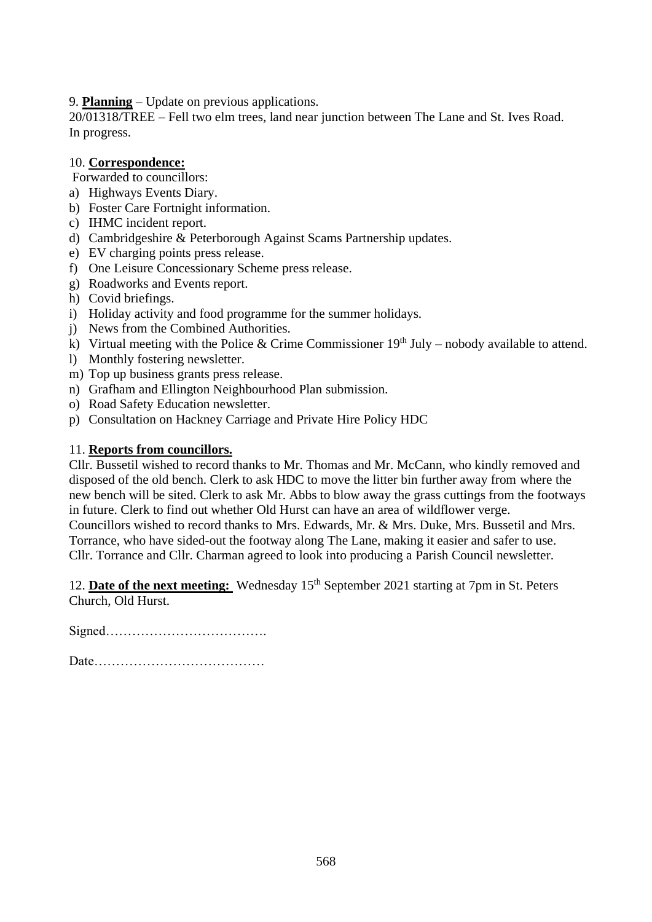9. **Planning** – Update on previous applications.
20/01318/TREE – Fell two elm trees, land near junction between The Lane and St. Ives Road. In progress.

10. **Correspondence:**
Forwarded to councillors:

a) Highways Events Diary.
b) Foster Care Fortnight information.
c) IHMC incident report.
d) Cambridgeshire & Peterborough Against Scams Partnership updates.
e) EV charging points press release.
f) One Leisure Concessionary Scheme press release.
g) Roadworks and Events report.
h) Covid briefings.
i) Holiday activity and food programme for the summer holidays.
j) News from the Combined Authorities.
k) Virtual meeting with the Police & Crime Commissioner 19th July – nobody available to attend.
l) Monthly fostering newsletter.
m) Top up business grants press release.
n) Grafham and Ellington Neighbourhood Plan submission.
o) Road Safety Education newsletter.
p) Consultation on Hackney Carriage and Private Hire Policy HDC

11. **Reports from councillors.**
Cllr. Bussetil wished to record thanks to Mr. Thomas and Mr. McCann, who kindly removed and disposed of the old bench. Clerk to ask HDC to move the litter bin further away from where the new bench will be sited. Clerk to ask Mr. Abbs to blow away the grass cuttings from the footways in future. Clerk to find out whether Old Hurst can have an area of wildflower verge.
Councillors wished to record thanks to Mrs. Edwards, Mr. & Mrs. Duke, Mrs. Bussetil and Mrs. Torrance, who have sided-out the footway along The Lane, making it easier and safer to use.
Cllr. Torrance and Cllr. Charman agreed to look into producing a Parish Council newsletter.

12. **Date of the next meeting:** Wednesday 15th September 2021 starting at 7pm in St. Peters Church, Old Hurst.

Signed……………………………….

Date…………………………………